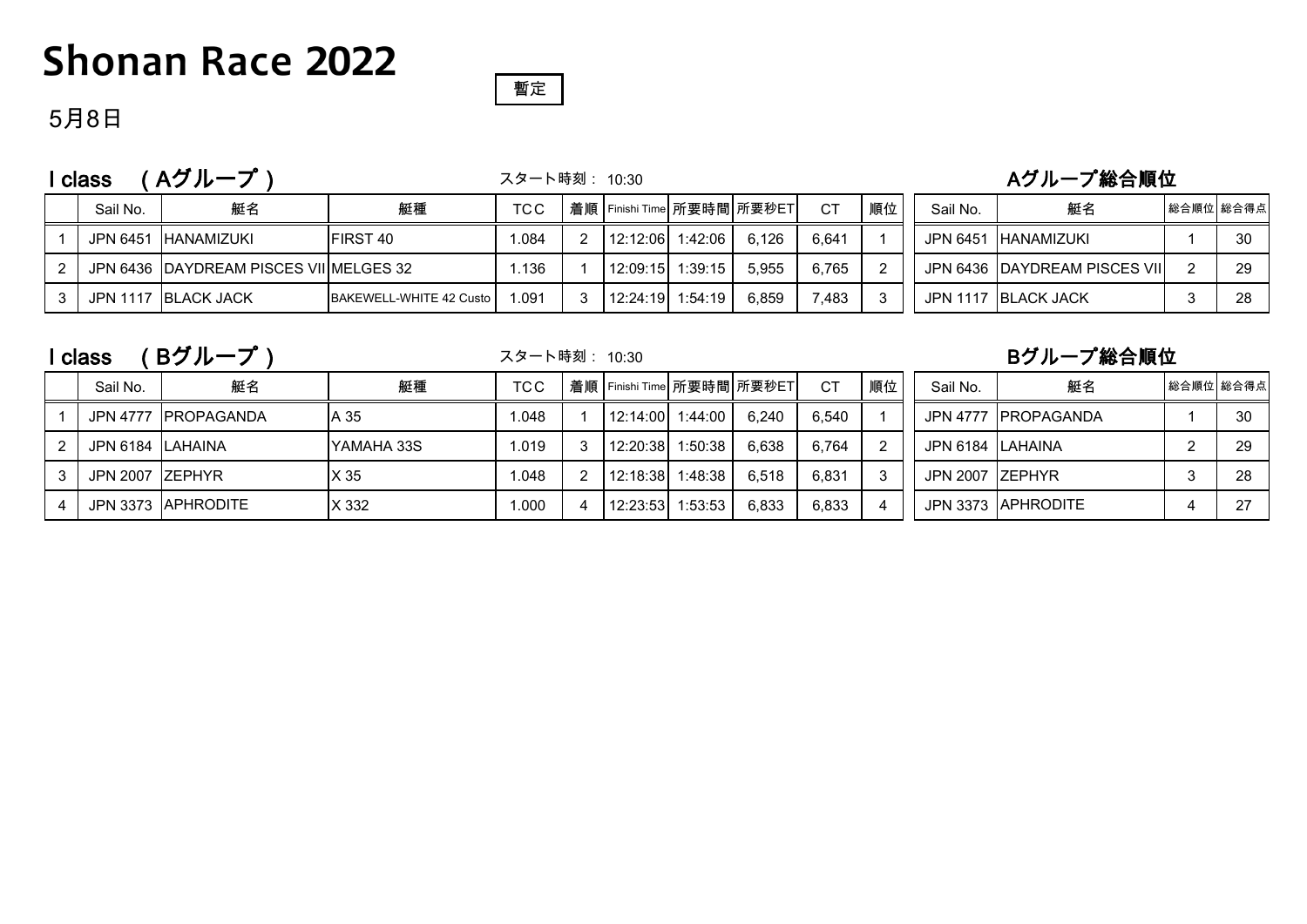# Shonan Race 2022

暫定

5月8日

## I class （Aグループ）

スタート時刻： 10:30

| | Sail No. | 艇名 | 艇種 | TCC | 着順 | Finishi Time | 所要時間 | 所要秒ET | CT | 順位 |
|---|---|---|---|---|---|---|---|---|---|---|
| 1 | JPN 6451 | HANAMIZUKI | FIRST 40 | 1.084 | 2 | 12:12:06 | 1:42:06 | 6,126 | 6,641 | 1 |
| 2 | JPN 6436 | DAYDREAM PISCES VII | MELGES 32 | 1.136 | 1 | 12:09:15 | 1:39:15 | 5,955 | 6,765 | 2 |
| 3 | JPN 1117 | BLACK JACK | BAKEWELL-WHITE 42 Custo | 1.091 | 3 | 12:24:19 | 1:54:19 | 6,859 | 7,483 | 3 |

### Aグループ総合順位

| Sail No. | 艇名 | 総合順位 | 総合得点 |
|---|---|---|---|
| JPN 6451 | HANAMIZUKI | 1 | 30 |
| JPN 6436 | DAYDREAM PISCES VII | 2 | 29 |
| JPN 1117 | BLACK JACK | 3 | 28 |

## I class （Bグループ）

スタート時刻： 10:30

| | Sail No. | 艇名 | 艇種 | TCC | 着順 | Finishi Time | 所要時間 | 所要秒ET | CT | 順位 |
|---|---|---|---|---|---|---|---|---|---|---|
| 1 | JPN 4777 | PROPAGANDA | A 35 | 1.048 | 1 | 12:14:00 | 1:44:00 | 6,240 | 6,540 | 1 |
| 2 | JPN 6184 | LAHAINA | YAMAHA 33S | 1.019 | 3 | 12:20:38 | 1:50:38 | 6,638 | 6,764 | 2 |
| 3 | JPN 2007 | ZEPHYR | X 35 | 1.048 | 2 | 12:18:38 | 1:48:38 | 6,518 | 6,831 | 3 |
| 4 | JPN 3373 | APHRODITE | X 332 | 1.000 | 4 | 12:23:53 | 1:53:53 | 6,833 | 6,833 | 4 |

### Bグループ総合順位

| Sail No. | 艇名 | 総合順位 | 総合得点 |
|---|---|---|---|
| JPN 4777 | PROPAGANDA | 1 | 30 |
| JPN 6184 | LAHAINA | 2 | 29 |
| JPN 2007 | ZEPHYR | 3 | 28 |
| JPN 3373 | APHRODITE | 4 | 27 |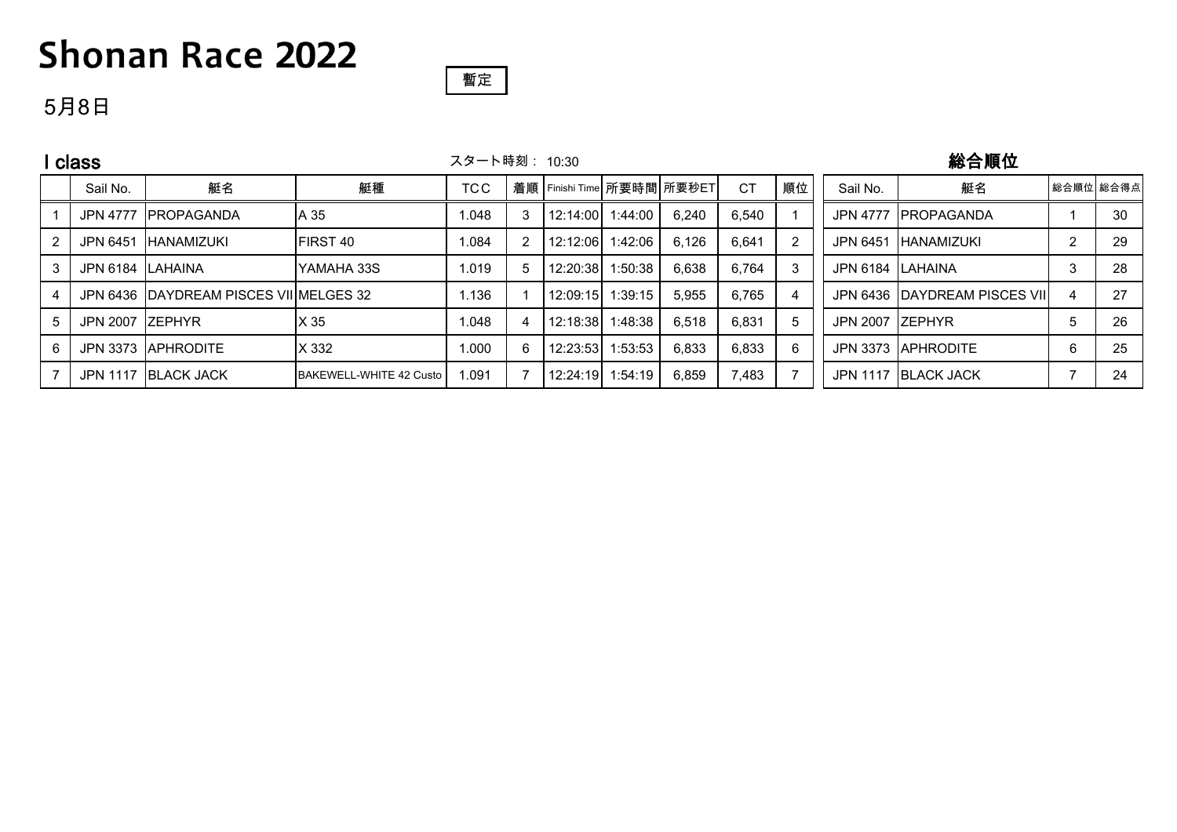# Shonan Race 2022

暫定

5月8日

## I class

スタート時刻： 10:30

| | Sail No. | 艇名 | 艇種 | TCC | 着順 | Finishi Time | 所要時間 | 所要秒ET | CT | 順位 |
|---|---|---|---|---|---|---|---|---|---|---|
| 1 | JPN 4777 | PROPAGANDA | A 35 | 1.048 | 3 | 12:14:00 | 1:44:00 | 6,240 | 6,540 | 1 |
| 2 | JPN 6451 | HANAMIZUKI | FIRST 40 | 1.084 | 2 | 12:12:06 | 1:42:06 | 6,126 | 6,641 | 2 |
| 3 | JPN 6184 | LAHAINA | YAMAHA 33S | 1.019 | 5 | 12:20:38 | 1:50:38 | 6,638 | 6,764 | 3 |
| 4 | JPN 6436 | DAYDREAM PISCES VII | MELGES 32 | 1.136 | 1 | 12:09:15 | 1:39:15 | 5,955 | 6,765 | 4 |
| 5 | JPN 2007 | ZEPHYR | X 35 | 1.048 | 4 | 12:18:38 | 1:48:38 | 6,518 | 6,831 | 5 |
| 6 | JPN 3373 | APHRODITE | X 332 | 1.000 | 6 | 12:23:53 | 1:53:53 | 6,833 | 6,833 | 6 |
| 7 | JPN 1117 | BLACK JACK | BAKEWELL-WHITE 42 Custo | 1.091 | 7 | 12:24:19 | 1:54:19 | 6,859 | 7,483 | 7 |

## 総合順位

| Sail No. | 艇名 | 総合順位 | 総合得点 |
|---|---|---|---|
| JPN 4777 | PROPAGANDA | 1 | 30 |
| JPN 6451 | HANAMIZUKI | 2 | 29 |
| JPN 6184 | LAHAINA | 3 | 28 |
| JPN 6436 | DAYDREAM PISCES VII | 4 | 27 |
| JPN 2007 | ZEPHYR | 5 | 26 |
| JPN 3373 | APHRODITE | 6 | 25 |
| JPN 1117 | BLACK JACK | 7 | 24 |